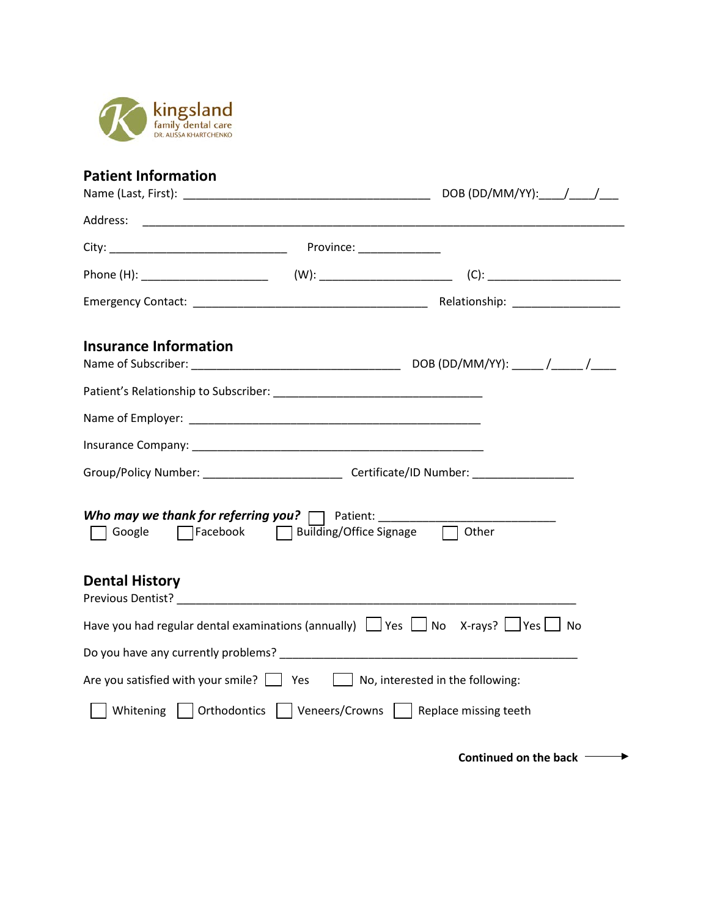kingsland
family dental care
DR. ALISSA KHARTCHENKO

## Patient Information

Name (Last, First): ________________________________________ DOB (DD/MM/YY):____/____/___

Address: ______________________________________________________________________________

City: ____________________________ Province: _____________

Phone (H): ____________________ (W): _____________________ (C): _____________________

Emergency Contact: ______________________________________ Relationship: _________________

## Insurance Information

Name of Subscriber: _________________________________ DOB (DD/MM/YY): _____ /_____ /____

Patient's Relationship to Subscriber: _________________________________

Name of Employer: _______________________________________________

Insurance Company: _______________________________________________

Group/Policy Number: ______________________ Certificate/ID Number: ________________

***Who may we thank for referring you?*** ☐ Patient: ____________________________

☐ Google ☐ Facebook ☐ Building/Office Signage ☐ Other

## Dental History

Previous Dentist? _________________________________________________________________

Have you had regular dental examinations (annually) ☐ Yes ☐ No X-rays? ☐ Yes ☐ No

Do you have any currently problems? ________________________________________________

Are you satisfied with your smile? ☐ Yes ☐ No, interested in the following:

☐ Whitening ☐ Orthodontics ☐ Veneers/Crowns ☐ Replace missing teeth

**Continued on the back** →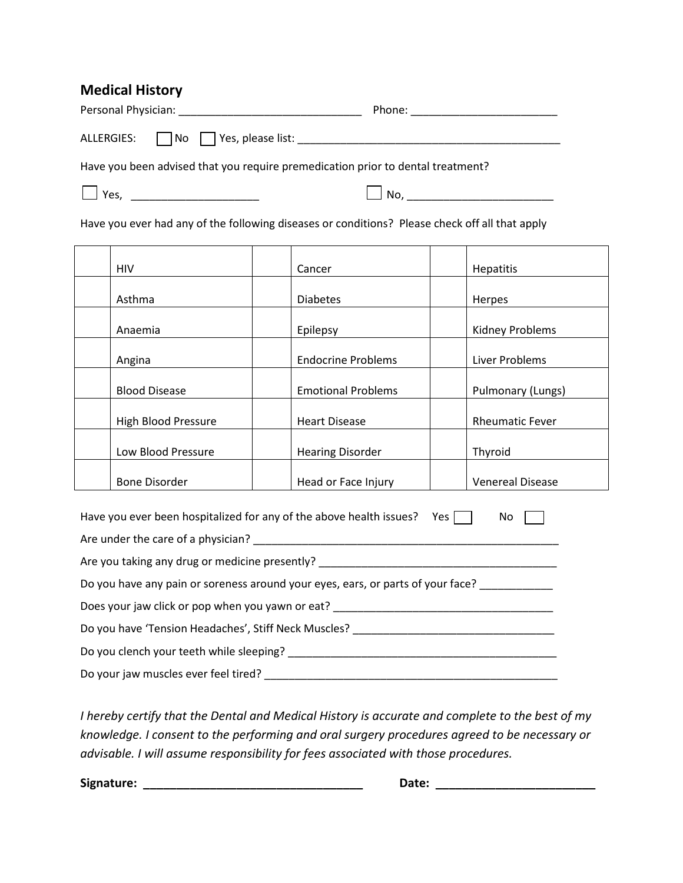## Medical History

Personal Physician: ______________________________ Phone: ________________________

ALLERGIES: ☐ No ☐ Yes, please list: ____________________________________________

Have you been advised that you require premedication prior to dental treatment?

☐ Yes, _____________________ ☐ No, ________________________

Have you ever had any of the following diseases or conditions? Please check off all that apply

| | | | | | |
|---|---|---|---|---|---|
| | HIV | | Cancer | | Hepatitis |
| | Asthma | | Diabetes | | Herpes |
| | Anaemia | | Epilepsy | | Kidney Problems |
| | Angina | | Endocrine Problems | | Liver Problems |
| | Blood Disease | | Emotional Problems | | Pulmonary (Lungs) |
| | High Blood Pressure | | Heart Disease | | Rheumatic Fever |
| | Low Blood Pressure | | Hearing Disorder | | Thyroid |
| | Bone Disorder | | Head or Face Injury | | Venereal Disease |

Have you ever been hospitalized for any of the above health issues? Yes ☐ No ☐

Are under the care of a physician? ________________________________________________

Are you taking any drug or medicine presently? _________________________________________

Do you have any pain or soreness around your eyes, ears, or parts of your face? ____________

Does your jaw click or pop when you yawn or eat? ____________________________________

Do you have 'Tension Headaches', Stiff Neck Muscles? _________________________________

Do you clench your teeth while sleeping? ____________________________________________

Do your jaw muscles ever feel tired? ________________________________________________

*I hereby certify that the Dental and Medical History is accurate and complete to the best of my knowledge. I consent to the performing and oral surgery procedures agreed to be necessary or advisable. I will assume responsibility for fees associated with those procedures.*

**Signature: __________________________________** **Date: ________________________**